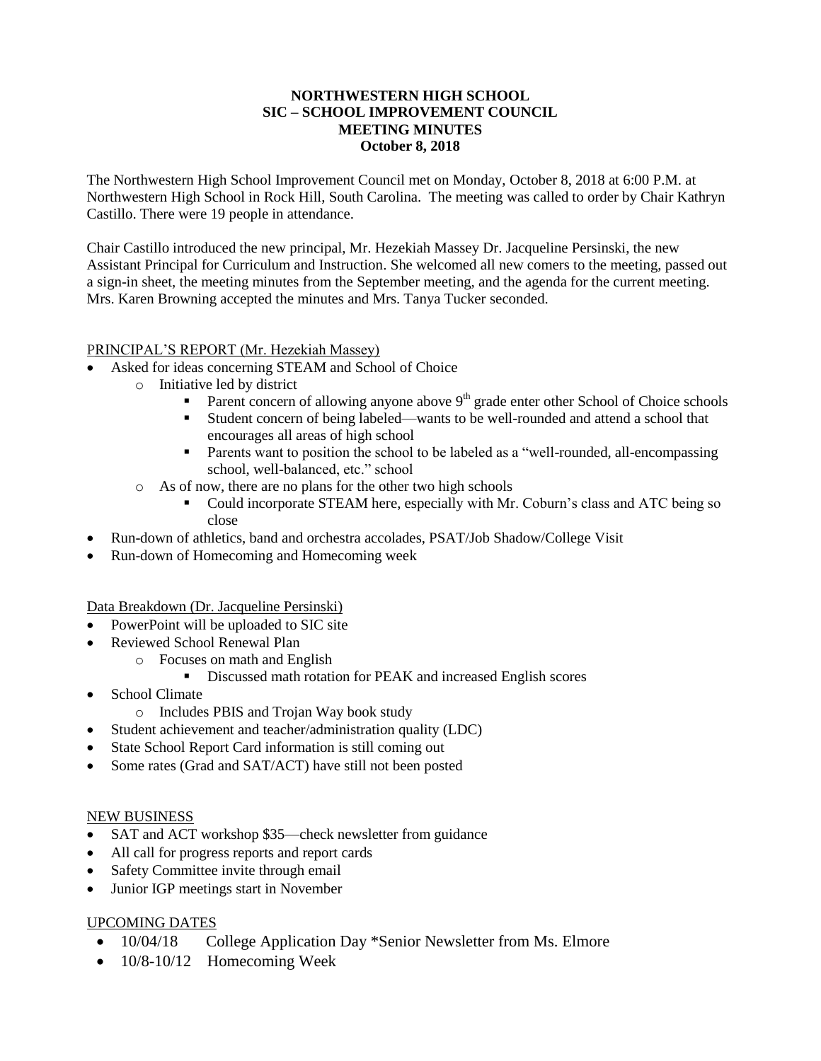**NORTHWESTERN HIGH SCHOOL**
**SIC – SCHOOL IMPROVEMENT COUNCIL**
**MEETING MINUTES**
**October 8, 2018**

The Northwestern High School Improvement Council met on Monday, October 8, 2018 at 6:00 P.M. at Northwestern High School in Rock Hill, South Carolina. The meeting was called to order by Chair Kathryn Castillo. There were 19 people in attendance.

Chair Castillo introduced the new principal, Mr. Hezekiah Massey Dr. Jacqueline Persinski, the new Assistant Principal for Curriculum and Instruction. She welcomed all new comers to the meeting, passed out a sign-in sheet, the meeting minutes from the September meeting, and the agenda for the current meeting. Mrs. Karen Browning accepted the minutes and Mrs. Tanya Tucker seconded.

PRINCIPAL'S REPORT (Mr. Hezekiah Massey)

- Asked for ideas concerning STEAM and School of Choice
  - Initiative led by district
    - Parent concern of allowing anyone above 9th grade enter other School of Choice schools
    - Student concern of being labeled—wants to be well-rounded and attend a school that encourages all areas of high school
    - Parents want to position the school to be labeled as a "well-rounded, all-encompassing school, well-balanced, etc." school
  - As of now, there are no plans for the other two high schools
    - Could incorporate STEAM here, especially with Mr. Coburn's class and ATC being so close
- Run-down of athletics, band and orchestra accolades, PSAT/Job Shadow/College Visit
- Run-down of Homecoming and Homecoming week

Data Breakdown (Dr. Jacqueline Persinski)

- PowerPoint will be uploaded to SIC site
- Reviewed School Renewal Plan
  - Focuses on math and English
    - Discussed math rotation for PEAK and increased English scores
- School Climate
  - Includes PBIS and Trojan Way book study
- Student achievement and teacher/administration quality (LDC)
- State School Report Card information is still coming out
- Some rates (Grad and SAT/ACT) have still not been posted

NEW BUSINESS

- SAT and ACT workshop $35—check newsletter from guidance
- All call for progress reports and report cards
- Safety Committee invite through email
- Junior IGP meetings start in November

UPCOMING DATES

- 10/04/18 College Application Day *Senior Newsletter from Ms. Elmore
- 10/8-10/12 Homecoming Week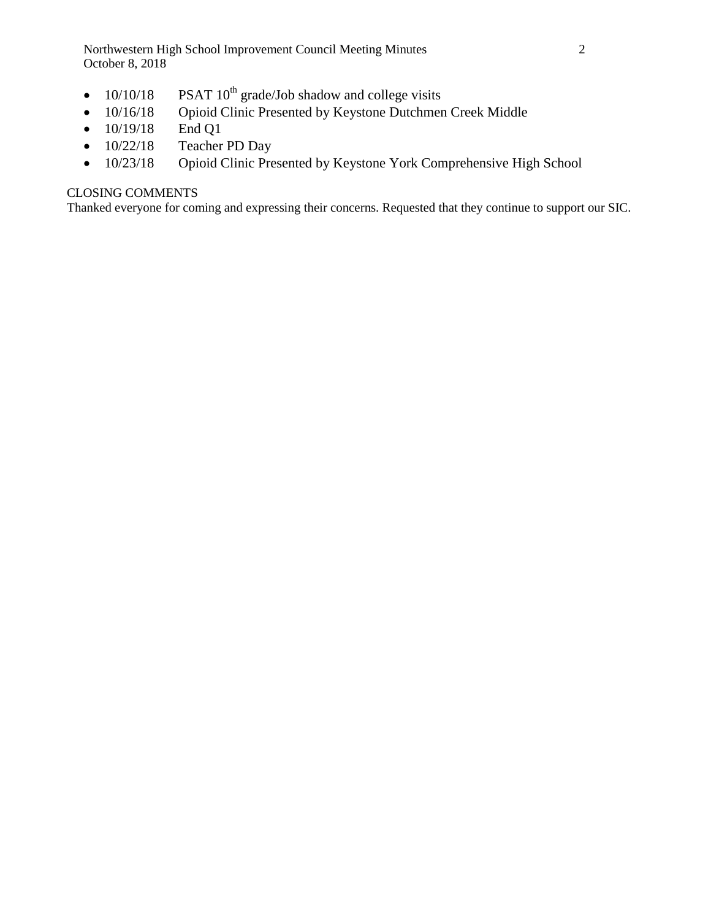- 10/10/18 PSAT 10th grade/Job shadow and college visits
- 10/16/18 Opioid Clinic Presented by Keystone Dutchmen Creek Middle
- 10/19/18 End Q1
- 10/22/18 Teacher PD Day
- 10/23/18 Opioid Clinic Presented by Keystone York Comprehensive High School

CLOSING COMMENTS

Thanked everyone for coming and expressing their concerns. Requested that they continue to support our SIC.